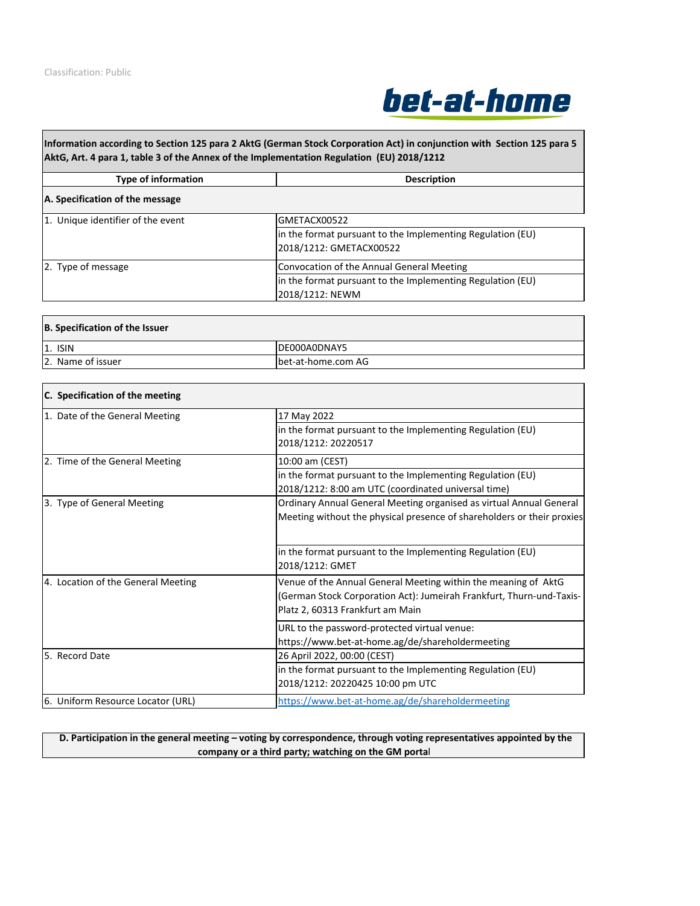Classification: Public

bet-at-home

**Information according to Section 125 para 2 AktG (German Stock Corporation Act) in conjunction with Section 125 para 5 AktG, Art. 4 para 1, table 3 of the Annex of the Implementation Regulation (EU) 2018/1212**

| Type of information | Description |
|---|---|
| **A. Specification of the message** | |
| 1. Unique identifier of the event | GMETACX00522 |
| | in the format pursuant to the Implementing Regulation (EU) 2018/1212: GMETACX00522 |
| 2. Type of message | Convocation of the Annual General Meeting |
| | in the format pursuant to the Implementing Regulation (EU) 2018/1212: NEWM |

| **B. Specification of the Issuer** | |
|---|---|
| 1. ISIN | DE000A0DNAY5 |
| 2. Name of issuer | bet-at-home.com AG |

| **C. Specification of the meeting** | |
|---|---|
| 1. Date of the General Meeting | 17 May 2022 |
| | in the format pursuant to the Implementing Regulation (EU) 2018/1212: 20220517 |
| 2. Time of the General Meeting | 10:00 am (CEST) |
| | in the format pursuant to the Implementing Regulation (EU) 2018/1212: 8:00 am UTC (coordinated universal time) |
| 3. Type of General Meeting | Ordinary Annual General Meeting organised as virtual Annual General Meeting without the physical presence of shareholders or their proxies |
| | in the format pursuant to the Implementing Regulation (EU) 2018/1212: GMET |
| 4. Location of the General Meeting | Venue of the Annual General Meeting within the meaning of AktG (German Stock Corporation Act): Jumeirah Frankfurt, Thurn-und-Taxis-Platz 2, 60313 Frankfurt am Main |
| | URL to the password-protected virtual venue: https://www.bet-at-home.ag/de/shareholdermeeting |
| 5. Record Date | 26 April 2022, 00:00 (CEST) |
| | in the format pursuant to the Implementing Regulation (EU) 2018/1212: 20220425 10:00 pm UTC |
| 6. Uniform Resource Locator (URL) | https://www.bet-at-home.ag/de/shareholdermeeting |

**D. Participation in the general meeting – voting by correspondence, through voting representatives appointed by the company or a third party; watching on the GM portal**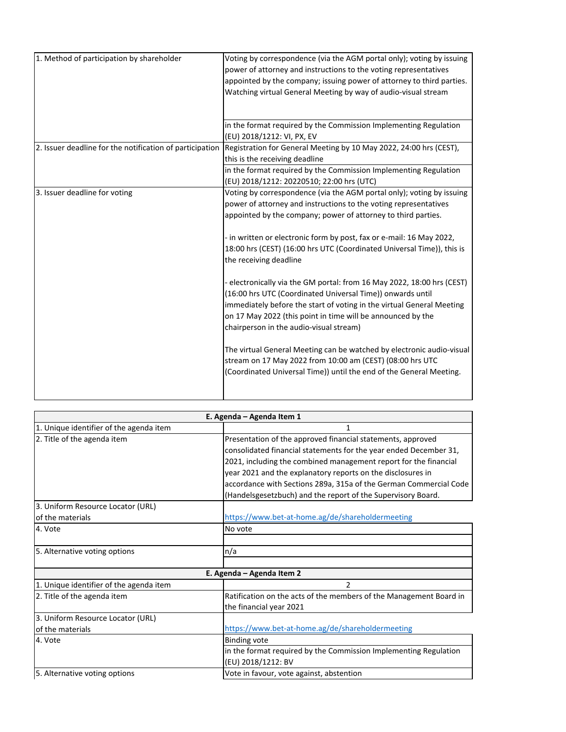| | |
|---|---|
| 1. Method of participation by shareholder | Voting by correspondence (via the AGM portal only); voting by issuing power of attorney and instructions to the voting representatives appointed by the company; issuing power of attorney to third parties. Watching virtual General Meeting by way of audio-visual stream |
| | in the format required by the Commission Implementing Regulation (EU) 2018/1212: VI, PX, EV |
| 2. Issuer deadline for the notification of participation | Registration for General Meeting by 10 May 2022, 24:00 hrs (CEST), this is the receiving deadline |
| | in the format required by the Commission Implementing Regulation (EU) 2018/1212: 20220510; 22:00 hrs (UTC) |
| 3. Issuer deadline for voting | Voting by correspondence (via the AGM portal only); voting by issuing power of attorney and instructions to the voting representatives appointed by the company; power of attorney to third parties.<br><br>- in written or electronic form by post, fax or e-mail: 16 May 2022, 18:00 hrs (CEST) (16:00 hrs UTC (Coordinated Universal Time)), this is the receiving deadline<br><br>- electronically via the GM portal: from 16 May 2022, 18:00 hrs (CEST) (16:00 hrs UTC (Coordinated Universal Time)) onwards until immediately before the start of voting in the virtual General Meeting on 17 May 2022 (this point in time will be announced by the chairperson in the audio-visual stream)<br><br>The virtual General Meeting can be watched by electronic audio-visual stream on 17 May 2022 from 10:00 am (CEST) (08:00 hrs UTC (Coordinated Universal Time)) until the end of the General Meeting. |

| **E. Agenda – Agenda Item 1** | |
|---|---|
| 1. Unique identifier of the agenda item | 1 |
| 2. Title of the agenda item | Presentation of the approved financial statements, approved consolidated financial statements for the year ended December 31, 2021, including the combined management report for the financial year 2021 and the explanatory reports on the disclosures in accordance with Sections 289a, 315a of the German Commercial Code (Handelsgesetzbuch) and the report of the Supervisory Board. |
| 3. Uniform Resource Locator (URL) of the materials | https://www.bet-at-home.ag/de/shareholdermeeting |
| 4. Vote | No vote |
| 5. Alternative voting options | n/a |

| **E. Agenda – Agenda Item 2** | |
|---|---|
| 1. Unique identifier of the agenda item | 2 |
| 2. Title of the agenda item | Ratification on the acts of the members of the Management Board in the financial year 2021 |
| 3. Uniform Resource Locator (URL) of the materials | https://www.bet-at-home.ag/de/shareholdermeeting |
| 4. Vote | Binding vote |
| | in the format required by the Commission Implementing Regulation (EU) 2018/1212: BV |
| 5. Alternative voting options | Vote in favour, vote against, abstention |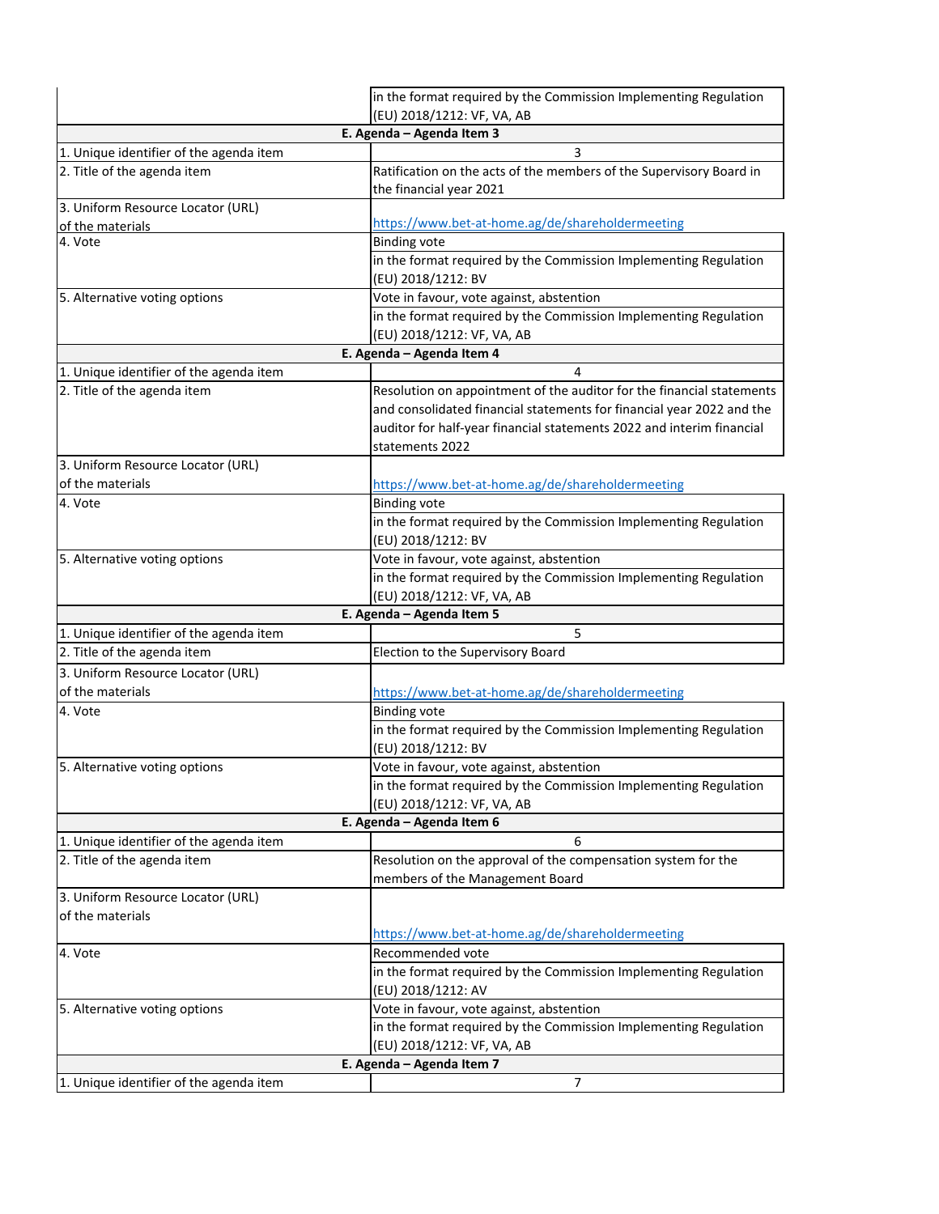| | |
|---|---|
| | in the format required by the Commission Implementing Regulation (EU) 2018/1212: VF, VA, AB |
| **E. Agenda – Agenda Item 3** | |
| 1. Unique identifier of the agenda item | 3 |
| 2. Title of the agenda item | Ratification on the acts of the members of the Supervisory Board in the financial year 2021 |
| 3. Uniform Resource Locator (URL) of the materials | https://www.bet-at-home.ag/de/shareholdermeeting |
| 4. Vote | Binding vote |
| | in the format required by the Commission Implementing Regulation (EU) 2018/1212: BV |
| 5. Alternative voting options | Vote in favour, vote against, abstention |
| | in the format required by the Commission Implementing Regulation (EU) 2018/1212: VF, VA, AB |
| **E. Agenda – Agenda Item 4** | |
| 1. Unique identifier of the agenda item | 4 |
| 2. Title of the agenda item | Resolution on appointment of the auditor for the financial statements and consolidated financial statements for financial year 2022 and the auditor for half-year financial statements 2022 and interim financial statements 2022 |
| 3. Uniform Resource Locator (URL) of the materials | https://www.bet-at-home.ag/de/shareholdermeeting |
| 4. Vote | Binding vote |
| | in the format required by the Commission Implementing Regulation (EU) 2018/1212: BV |
| 5. Alternative voting options | Vote in favour, vote against, abstention |
| | in the format required by the Commission Implementing Regulation (EU) 2018/1212: VF, VA, AB |
| **E. Agenda – Agenda Item 5** | |
| 1. Unique identifier of the agenda item | 5 |
| 2. Title of the agenda item | Election to the Supervisory Board |
| 3. Uniform Resource Locator (URL) of the materials | https://www.bet-at-home.ag/de/shareholdermeeting |
| 4. Vote | Binding vote |
| | in the format required by the Commission Implementing Regulation (EU) 2018/1212: BV |
| 5. Alternative voting options | Vote in favour, vote against, abstention |
| | in the format required by the Commission Implementing Regulation (EU) 2018/1212: VF, VA, AB |
| **E. Agenda – Agenda Item 6** | |
| 1. Unique identifier of the agenda item | 6 |
| 2. Title of the agenda item | Resolution on the approval of the compensation system for the members of the Management Board |
| 3. Uniform Resource Locator (URL) of the materials | https://www.bet-at-home.ag/de/shareholdermeeting |
| 4. Vote | Recommended vote |
| | in the format required by the Commission Implementing Regulation (EU) 2018/1212: AV |
| 5. Alternative voting options | Vote in favour, vote against, abstention |
| | in the format required by the Commission Implementing Regulation (EU) 2018/1212: VF, VA, AB |
| **E. Agenda – Agenda Item 7** | |
| 1. Unique identifier of the agenda item | 7 |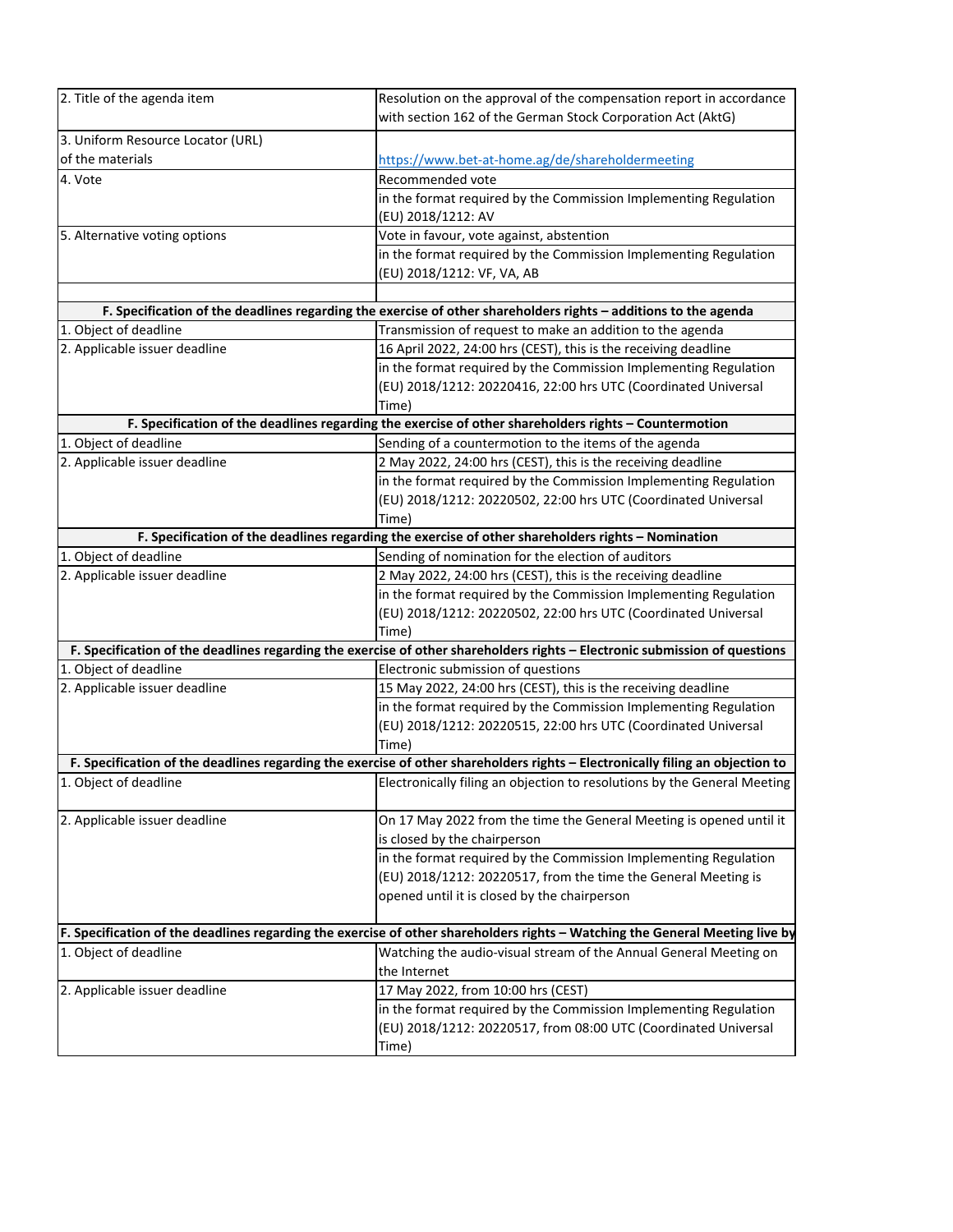| | |
|---|---|
| 2. Title of the agenda item | Resolution on the approval of the compensation report in accordance with section 162 of the German Stock Corporation Act (AktG) |
| 3. Uniform Resource Locator (URL) of the materials | https://www.bet-at-home.ag/de/shareholdermeeting |
| 4. Vote | Recommended vote |
| | in the format required by the Commission Implementing Regulation (EU) 2018/1212: AV |
| 5. Alternative voting options | Vote in favour, vote against, abstention |
| | in the format required by the Commission Implementing Regulation (EU) 2018/1212: VF, VA, AB |
| | |
| **F. Specification of the deadlines regarding the exercise of other shareholders rights – additions to the agenda** | |
| 1. Object of deadline | Transmission of request to make an addition to the agenda |
| 2. Applicable issuer deadline | 16 April 2022, 24:00 hrs (CEST), this is the receiving deadline |
| | in the format required by the Commission Implementing Regulation (EU) 2018/1212: 20220416, 22:00 hrs UTC (Coordinated Universal Time) |
| **F. Specification of the deadlines regarding the exercise of other shareholders rights – Countermotion** | |
| 1. Object of deadline | Sending of a countermotion to the items of the agenda |
| 2. Applicable issuer deadline | 2 May 2022, 24:00 hrs (CEST), this is the receiving deadline |
| | in the format required by the Commission Implementing Regulation (EU) 2018/1212: 20220502, 22:00 hrs UTC (Coordinated Universal Time) |
| **F. Specification of the deadlines regarding the exercise of other shareholders rights – Nomination** | |
| 1. Object of deadline | Sending of nomination for the election of auditors |
| 2. Applicable issuer deadline | 2 May 2022, 24:00 hrs (CEST), this is the receiving deadline |
| | in the format required by the Commission Implementing Regulation (EU) 2018/1212: 20220502, 22:00 hrs UTC (Coordinated Universal Time) |
| **F. Specification of the deadlines regarding the exercise of other shareholders rights – Electronic submission of questions** | |
| 1. Object of deadline | Electronic submission of questions |
| 2. Applicable issuer deadline | 15 May 2022, 24:00 hrs (CEST), this is the receiving deadline |
| | in the format required by the Commission Implementing Regulation (EU) 2018/1212: 20220515, 22:00 hrs UTC (Coordinated Universal Time) |
| **F. Specification of the deadlines regarding the exercise of other shareholders rights – Electronically filing an objection to** | |
| 1. Object of deadline | Electronically filing an objection to resolutions by the General Meeting |
| 2. Applicable issuer deadline | On 17 May 2022 from the time the General Meeting is opened until it is closed by the chairperson |
| | in the format required by the Commission Implementing Regulation (EU) 2018/1212: 20220517, from the time the General Meeting is opened until it is closed by the chairperson |
| **F. Specification of the deadlines regarding the exercise of other shareholders rights – Watching the General Meeting live by** | |
| 1. Object of deadline | Watching the audio-visual stream of the Annual General Meeting on the Internet |
| 2. Applicable issuer deadline | 17 May 2022, from 10:00 hrs (CEST) |
| | in the format required by the Commission Implementing Regulation (EU) 2018/1212: 20220517, from 08:00 UTC (Coordinated Universal Time) |